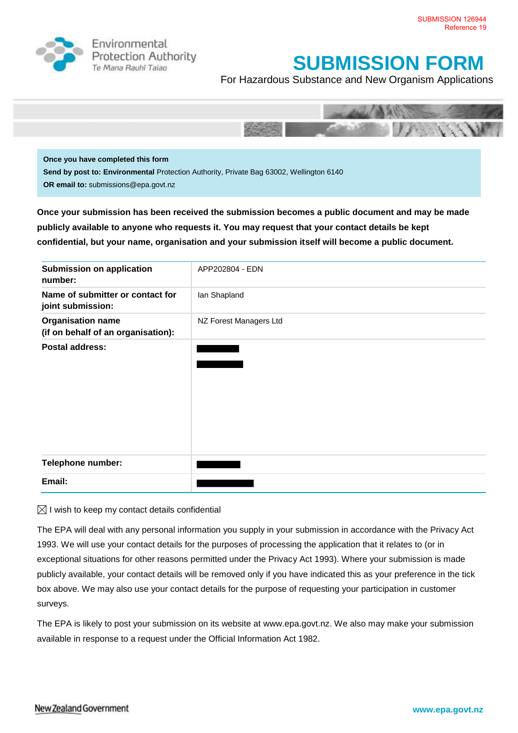SUBMISSION 126944
Reference 19

Environmental Protection Authority
Te Mana Rauhī Taiao

# SUBMISSION FORM

For Hazardous Substance and New Organism Applications

**Once you have completed this form**
**Send by post to: Environmental** Protection Authority, Private Bag 63002, Wellington 6140
**OR email to:** submissions@epa.govt.nz

**Once your submission has been received the submission becomes a public document and may be made publicly available to anyone who requests it. You may request that your contact details be kept confidential, but your name, organisation and your submission itself will become a public document.**

| | |
|---|---|
| **Submission on application number:** | APP202804 - EDN |
| **Name of submitter or contact for joint submission:** | Ian Shapland |
| **Organisation name (if on behalf of an organisation):** | NZ Forest Managers Ltd |
| **Postal address:** | [redacted] [redacted] |
| **Telephone number:** | [redacted] |
| **Email:** | [redacted] |

☒ I wish to keep my contact details confidential

The EPA will deal with any personal information you supply in your submission in accordance with the Privacy Act 1993. We will use your contact details for the purposes of processing the application that it relates to (or in exceptional situations for other reasons permitted under the Privacy Act 1993). Where your submission is made publicly available, your contact details will be removed only if you have indicated this as your preference in the tick box above. We may also use your contact details for the purpose of requesting your participation in customer surveys.

The EPA is likely to post your submission on its website at www.epa.govt.nz. We also may make your submission available in response to a request under the Official Information Act 1982.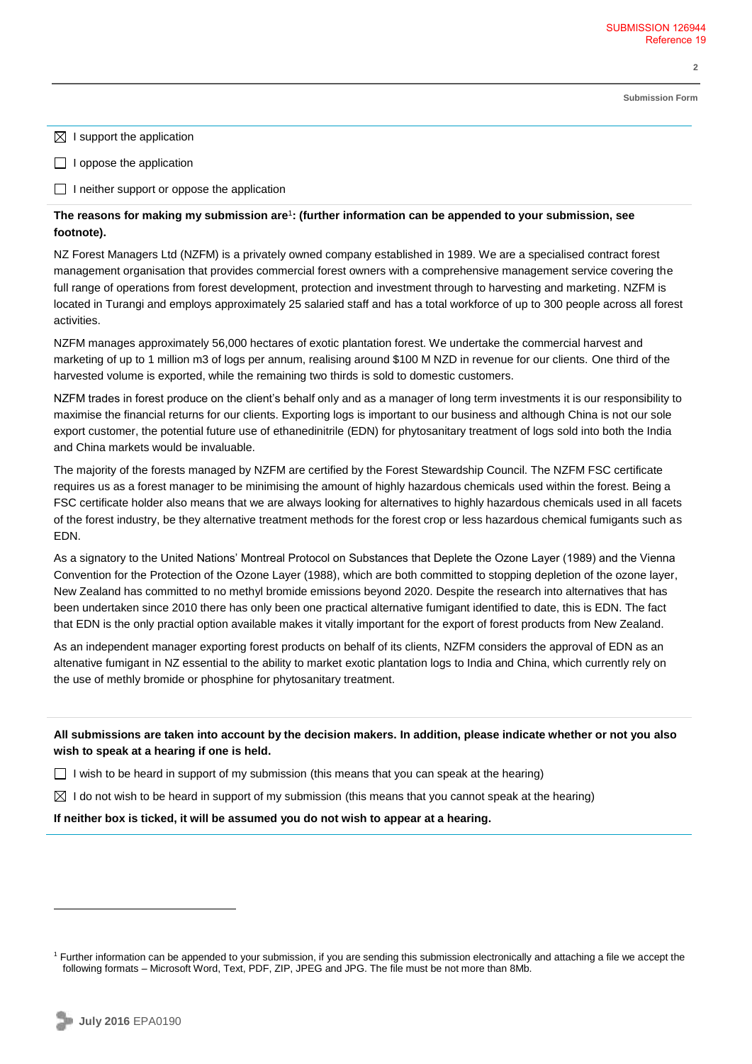☒ I support the application

☐ I oppose the application

☐ I neither support or oppose the application

**The reasons for making my submission are**[1]**: (further information can be appended to your submission, see footnote).**

NZ Forest Managers Ltd (NZFM) is a privately owned company established in 1989. We are a specialised contract forest management organisation that provides commercial forest owners with a comprehensive management service covering the full range of operations from forest development, protection and investment through to harvesting and marketing. NZFM is located in Turangi and employs approximately 25 salaried staff and has a total workforce of up to 300 people across all forest activities.

NZFM manages approximately 56,000 hectares of exotic plantation forest. We undertake the commercial harvest and marketing of up to 1 million m3 of logs per annum, realising around $100 M NZD in revenue for our clients. One third of the harvested volume is exported, while the remaining two thirds is sold to domestic customers.

NZFM trades in forest produce on the client's behalf only and as a manager of long term investments it is our responsibility to maximise the financial returns for our clients. Exporting logs is important to our business and although China is not our sole export customer, the potential future use of ethanedinitrile (EDN) for phytosanitary treatment of logs sold into both the India and China markets would be invaluable.

The majority of the forests managed by NZFM are certified by the Forest Stewardship Council. The NZFM FSC certificate requires us as a forest manager to be minimising the amount of highly hazardous chemicals used within the forest. Being a FSC certificate holder also means that we are always looking for alternatives to highly hazardous chemicals used in all facets of the forest industry, be they alternative treatment methods for the forest crop or less hazardous chemical fumigants such as EDN.

As a signatory to the United Nations' Montreal Protocol on Substances that Deplete the Ozone Layer (1989) and the Vienna Convention for the Protection of the Ozone Layer (1988), which are both committed to stopping depletion of the ozone layer, New Zealand has committed to no methyl bromide emissions beyond 2020. Despite the research into alternatives that has been undertaken since 2010 there has only been one practical alternative fumigant identified to date, this is EDN. The fact that EDN is the only practial option available makes it vitally important for the export of forest products from New Zealand.

As an independent manager exporting forest products on behalf of its clients, NZFM considers the approval of EDN as an altenative fumigant in NZ essential to the ability to market exotic plantation logs to India and China, which currently rely on the use of methly bromide or phosphine for phytosanitary treatment.

**All submissions are taken into account by the decision makers. In addition, please indicate whether or not you also wish to speak at a hearing if one is held.**

☐ I wish to be heard in support of my submission (this means that you can speak at the hearing)

☒ I do not wish to be heard in support of my submission (this means that you cannot speak at the hearing)

**If neither box is ticked, it will be assumed you do not wish to appear at a hearing.**

[1] Further information can be appended to your submission, if you are sending this submission electronically and attaching a file we accept the following formats – Microsoft Word, Text, PDF, ZIP, JPEG and JPG. The file must be not more than 8Mb.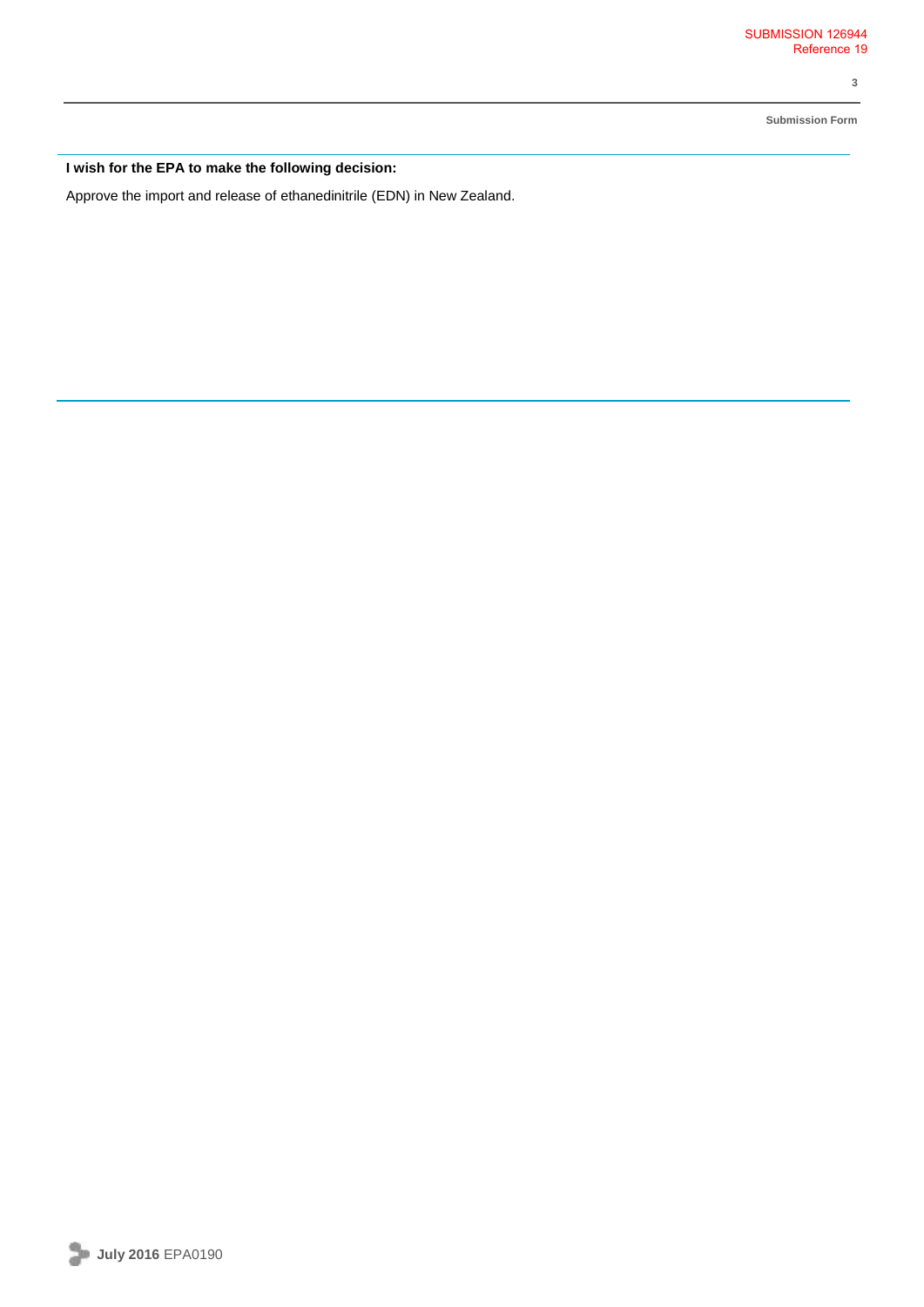**I wish for the EPA to make the following decision:**

Approve the import and release of ethanedinitrile (EDN) in New Zealand.